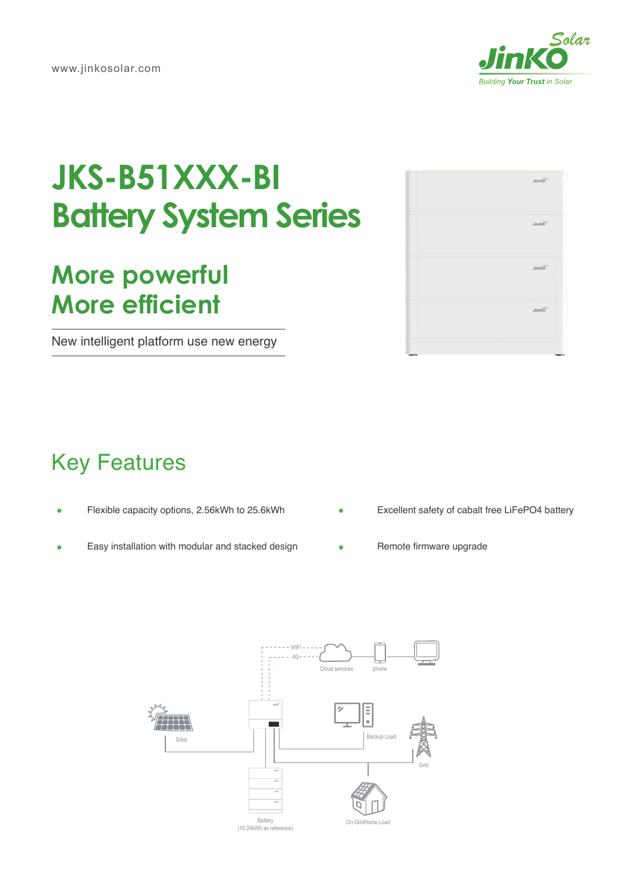www.jinkosolar.com

# JKS-B51XXX-BI Battery System Series

## More powerful More efficient

New intelligent platform use new energy

## Key Features

- Flexible capacity options, 2.56kWh to 25.6kWh
- Easy installation with modular and stacked design
- Excellent safety of cabalt free LiFePO4 battery
- Remote firmware upgrade

WIFI

4G

Cloud services

phone

Solar

Backup Load

Grid

Battery (10.24kWh as reference)

On-GridHome Load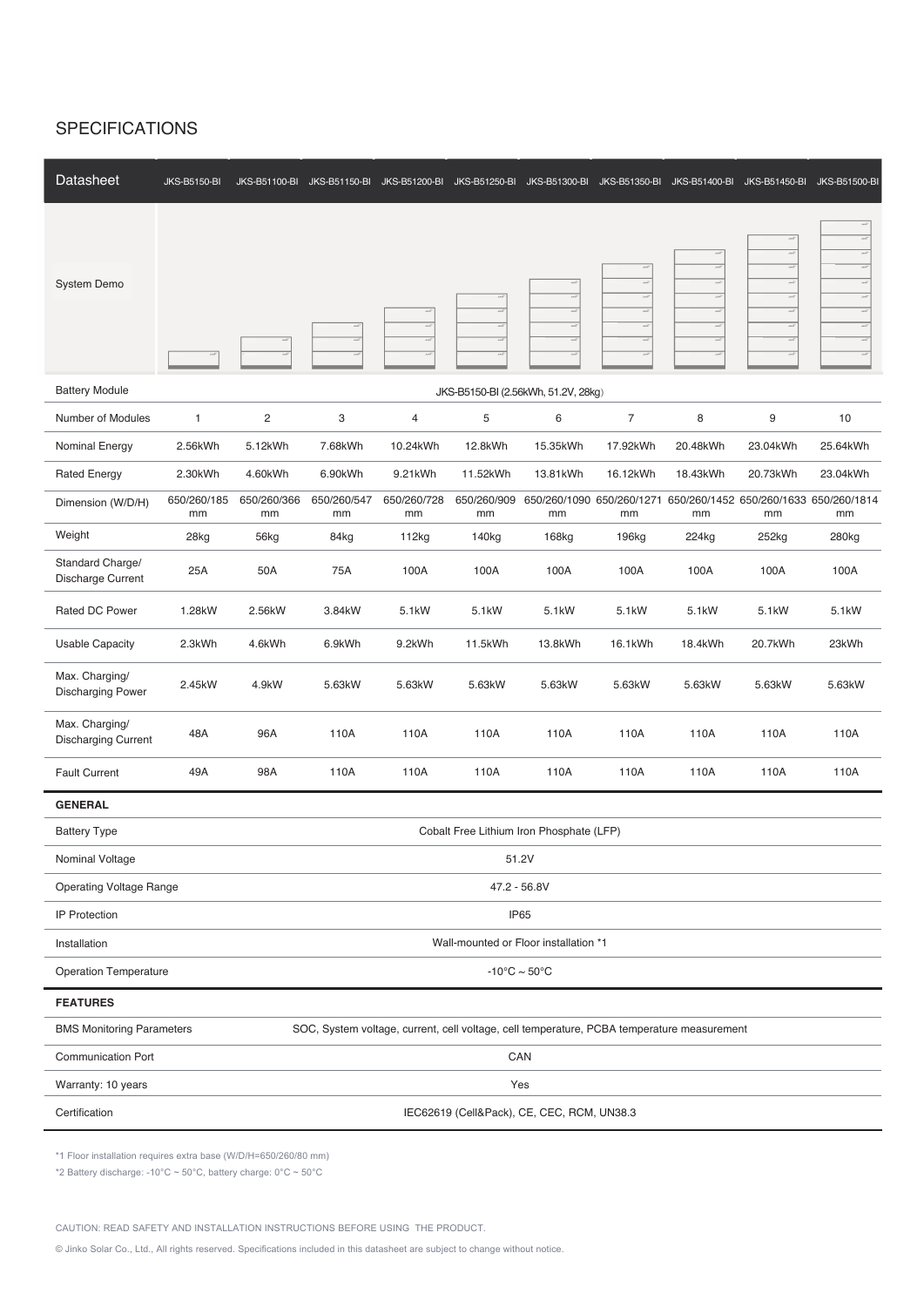## SPECIFICATIONS

| Datasheet | JKS-B5150-BI | JKS-B51100-BI | JKS-B51150-BI | JKS-B51200-BI | JKS-B51250-BI | JKS-B51300-BI | JKS-B51350-BI | JKS-B51400-BI | JKS-B51450-BI | JKS-B51500-BI |
|---|---|---|---|---|---|---|---|---|---|---|
| System Demo | | | | | | | | | | |
| Battery Module | JKS-B5150-BI (2.56kWh, 51.2V, 28kg) | | | | | | | | | |
| Number of Modules | 1 | 2 | 3 | 4 | 5 | 6 | 7 | 8 | 9 | 10 |
| Nominal Energy | 2.56kWh | 5.12kWh | 7.68kWh | 10.24kWh | 12.8kWh | 15.35kWh | 17.92kWh | 20.48kWh | 23.04kWh | 25.64kWh |
| Rated Energy | 2.30kWh | 4.60kWh | 6.90kWh | 9.21kWh | 11.52kWh | 13.81kWh | 16.12kWh | 18.43kWh | 20.73kWh | 23.04kWh |
| Dimension (W/D/H) | 650/260/185 mm | 650/260/366 mm | 650/260/547 mm | 650/260/728 mm | 650/260/909 mm | 650/260/1090 mm | 650/260/1271 mm | 650/260/1452 mm | 650/260/1633 mm | 650/260/1814 mm |
| Weight | 28kg | 56kg | 84kg | 112kg | 140kg | 168kg | 196kg | 224kg | 252kg | 280kg |
| Standard Charge/ Discharge Current | 25A | 50A | 75A | 100A | 100A | 100A | 100A | 100A | 100A | 100A |
| Rated DC Power | 1.28kW | 2.56kW | 3.84kW | 5.1kW | 5.1kW | 5.1kW | 5.1kW | 5.1kW | 5.1kW | 5.1kW |
| Usable Capacity | 2.3kWh | 4.6kWh | 6.9kWh | 9.2kWh | 11.5kWh | 13.8kWh | 16.1kWh | 18.4kWh | 20.7kWh | 23kWh |
| Max. Charging/ Discharging Power | 2.45kW | 4.9kW | 5.63kW | 5.63kW | 5.63kW | 5.63kW | 5.63kW | 5.63kW | 5.63kW | 5.63kW |
| Max. Charging/ Discharging Current | 48A | 96A | 110A | 110A | 110A | 110A | 110A | 110A | 110A | 110A |
| Fault Current | 49A | 98A | 110A | 110A | 110A | 110A | 110A | 110A | 110A | 110A |

| **GENERAL** | |
|---|---|
| Battery Type | Cobalt Free Lithium Iron Phosphate (LFP) |
| Nominal Voltage | 51.2V |
| Operating Voltage Range | 47.2 - 56.8V |
| IP Protection | IP65 |
| Installation | Wall-mounted or Floor installation *1 |
| Operation Temperature | -10°C ~ 50°C |

| **FEATURES** | |
|---|---|
| BMS Monitoring Parameters | SOC, System voltage, current, cell voltage, cell temperature, PCBA temperature measurement |
| Communication Port | CAN |
| Warranty: 10 years | Yes |
| Certification | IEC62619 (Cell&Pack), CE, CEC, RCM, UN38.3 |

*1 Floor installation requires extra base (W/D/H=650/260/80 mm)

*2 Battery discharge: -10°C ~ 50°C, battery charge: 0°C ~ 50°C

CAUTION: READ SAFETY AND INSTALLATION INSTRUCTIONS BEFORE USING THE PRODUCT.

© Jinko Solar Co., Ltd., All rights reserved. Specifications included in this datasheet are subject to change without notice.